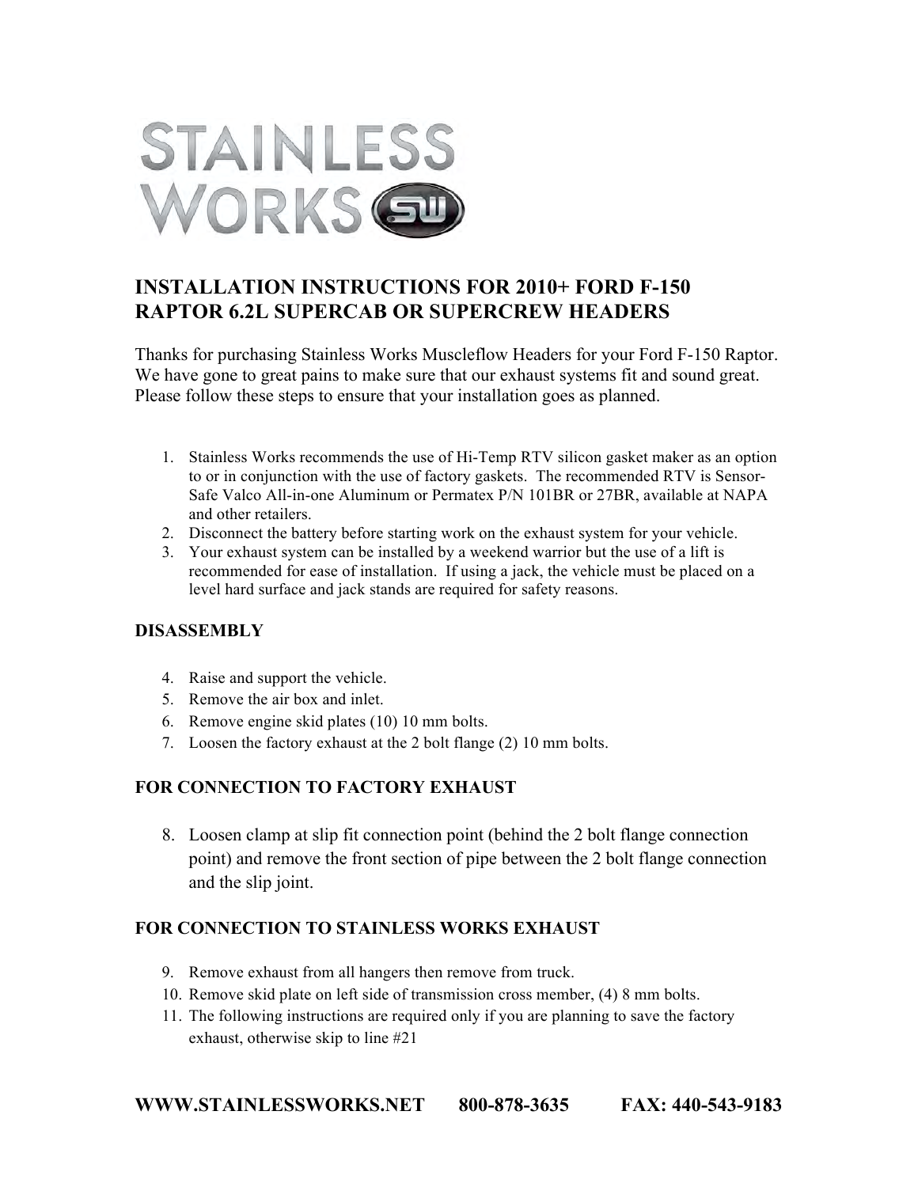STAINLESS WORKS

# INSTALLATION INSTRUCTIONS FOR 2010+ FORD F-150 RAPTOR 6.2L SUPERCAB OR SUPERCREW HEADERS

Thanks for purchasing Stainless Works Muscleflow Headers for your Ford F-150 Raptor. We have gone to great pains to make sure that our exhaust systems fit and sound great. Please follow these steps to ensure that your installation goes as planned.

1. Stainless Works recommends the use of Hi-Temp RTV silicon gasket maker as an option to or in conjunction with the use of factory gaskets. The recommended RTV is Sensor-Safe Valco All-in-one Aluminum or Permatex P/N 101BR or 27BR, available at NAPA and other retailers.
2. Disconnect the battery before starting work on the exhaust system for your vehicle.
3. Your exhaust system can be installed by a weekend warrior but the use of a lift is recommended for ease of installation. If using a jack, the vehicle must be placed on a level hard surface and jack stands are required for safety reasons.

## DISASSEMBLY

4. Raise and support the vehicle.
5. Remove the air box and inlet.
6. Remove engine skid plates (10) 10 mm bolts.
7. Loosen the factory exhaust at the 2 bolt flange (2) 10 mm bolts.

## FOR CONNECTION TO FACTORY EXHAUST

8. Loosen clamp at slip fit connection point (behind the 2 bolt flange connection point) and remove the front section of pipe between the 2 bolt flange connection and the slip joint.

## FOR CONNECTION TO STAINLESS WORKS EXHAUST

9. Remove exhaust from all hangers then remove from truck.
10. Remove skid plate on left side of transmission cross member, (4) 8 mm bolts.
11. The following instructions are required only if you are planning to save the factory exhaust, otherwise skip to line #21

**WWW.STAINLESSWORKS.NET 800-878-3635 FAX: 440-543-9183**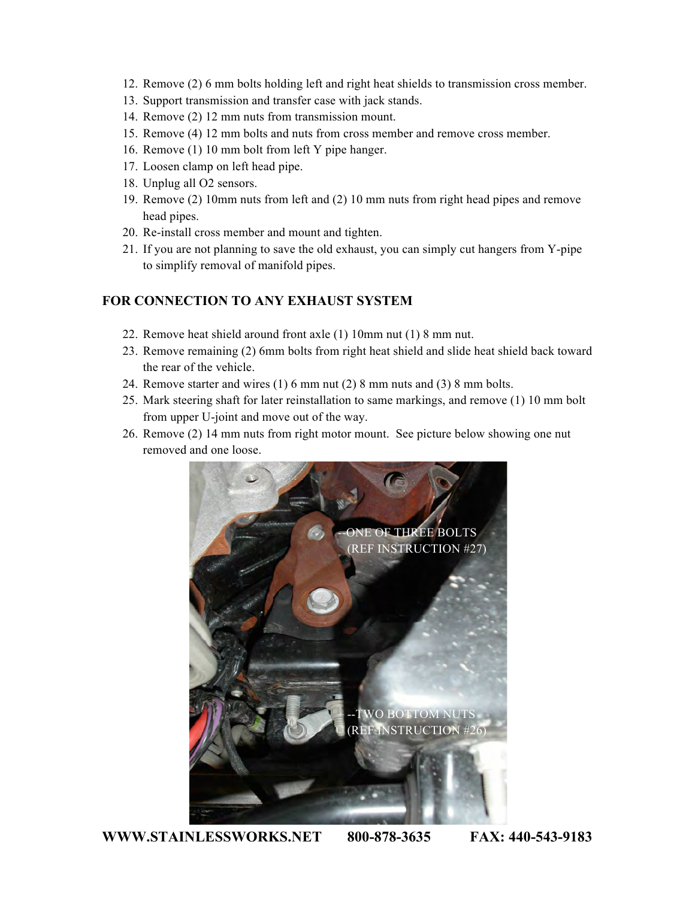12. Remove (2) 6 mm bolts holding left and right heat shields to transmission cross member.
13. Support transmission and transfer case with jack stands.
14. Remove (2) 12 mm nuts from transmission mount.
15. Remove (4) 12 mm bolts and nuts from cross member and remove cross member.
16. Remove (1) 10 mm bolt from left Y pipe hanger.
17. Loosen clamp on left head pipe.
18. Unplug all O2 sensors.
19. Remove (2) 10mm nuts from left and (2) 10 mm nuts from right head pipes and remove head pipes.
20. Re-install cross member and mount and tighten.
21. If you are not planning to save the old exhaust, you can simply cut hangers from Y-pipe to simplify removal of manifold pipes.

## FOR CONNECTION TO ANY EXHAUST SYSTEM

22. Remove heat shield around front axle (1) 10mm nut (1) 8 mm nut.
23. Remove remaining (2) 6mm bolts from right heat shield and slide heat shield back toward the rear of the vehicle.
24. Remove starter and wires (1) 6 mm nut (2) 8 mm nuts and (3) 8 mm bolts.
25. Mark steering shaft for later reinstallation to same markings, and remove (1) 10 mm bolt from upper U-joint and move out of the way.
26. Remove (2) 14 mm nuts from right motor mount. See picture below showing one nut removed and one loose.

--ONE OF THREE BOLTS (REF INSTRUCTION #27)

--TWO BOTTOM NUTS (REF INSTRUCTION #26)

**WWW.STAINLESSWORKS.NET 800-878-3635 FAX: 440-543-9183**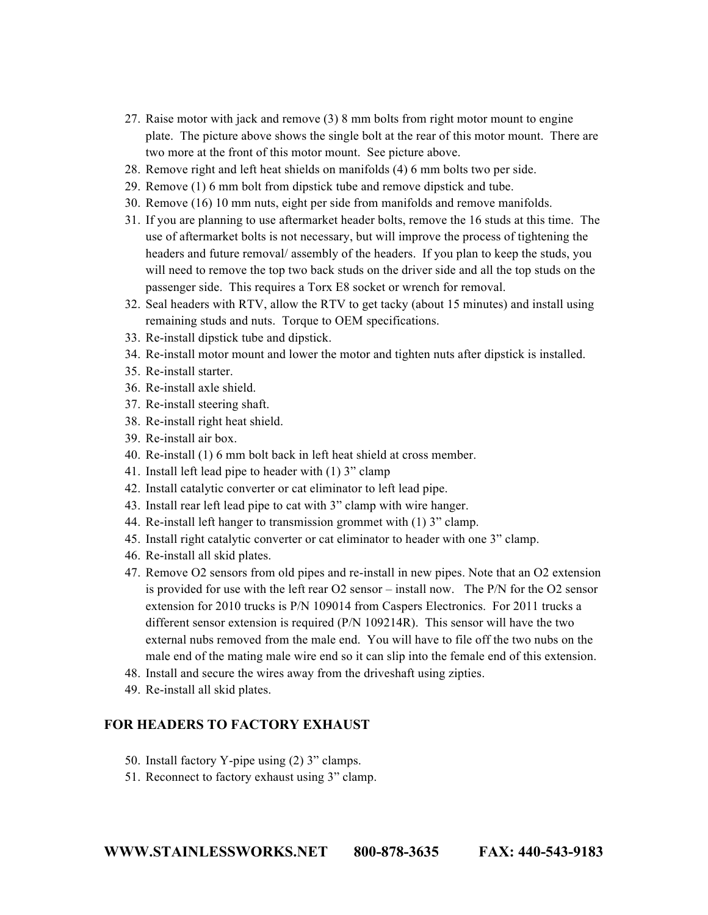27. Raise motor with jack and remove (3) 8 mm bolts from right motor mount to engine plate. The picture above shows the single bolt at the rear of this motor mount. There are two more at the front of this motor mount. See picture above.
28. Remove right and left heat shields on manifolds (4) 6 mm bolts two per side.
29. Remove (1) 6 mm bolt from dipstick tube and remove dipstick and tube.
30. Remove (16) 10 mm nuts, eight per side from manifolds and remove manifolds.
31. If you are planning to use aftermarket header bolts, remove the 16 studs at this time. The use of aftermarket bolts is not necessary, but will improve the process of tightening the headers and future removal/ assembly of the headers. If you plan to keep the studs, you will need to remove the top two back studs on the driver side and all the top studs on the passenger side. This requires a Torx E8 socket or wrench for removal.
32. Seal headers with RTV, allow the RTV to get tacky (about 15 minutes) and install using remaining studs and nuts. Torque to OEM specifications.
33. Re-install dipstick tube and dipstick.
34. Re-install motor mount and lower the motor and tighten nuts after dipstick is installed.
35. Re-install starter.
36. Re-install axle shield.
37. Re-install steering shaft.
38. Re-install right heat shield.
39. Re-install air box.
40. Re-install (1) 6 mm bolt back in left heat shield at cross member.
41. Install left lead pipe to header with (1) 3" clamp
42. Install catalytic converter or cat eliminator to left lead pipe.
43. Install rear left lead pipe to cat with 3" clamp with wire hanger.
44. Re-install left hanger to transmission grommet with (1) 3" clamp.
45. Install right catalytic converter or cat eliminator to header with one 3" clamp.
46. Re-install all skid plates.
47. Remove O2 sensors from old pipes and re-install in new pipes. Note that an O2 extension is provided for use with the left rear O2 sensor – install now. The P/N for the O2 sensor extension for 2010 trucks is P/N 109014 from Caspers Electronics. For 2011 trucks a different sensor extension is required (P/N 109214R). This sensor will have the two external nubs removed from the male end. You will have to file off the two nubs on the male end of the mating male wire end so it can slip into the female end of this extension.
48. Install and secure the wires away from the driveshaft using zipties.
49. Re-install all skid plates.

## FOR HEADERS TO FACTORY EXHAUST

50. Install factory Y-pipe using (2) 3" clamps.
51. Reconnect to factory exhaust using 3" clamp.

**WWW.STAINLESSWORKS.NET 800-878-3635 FAX: 440-543-9183**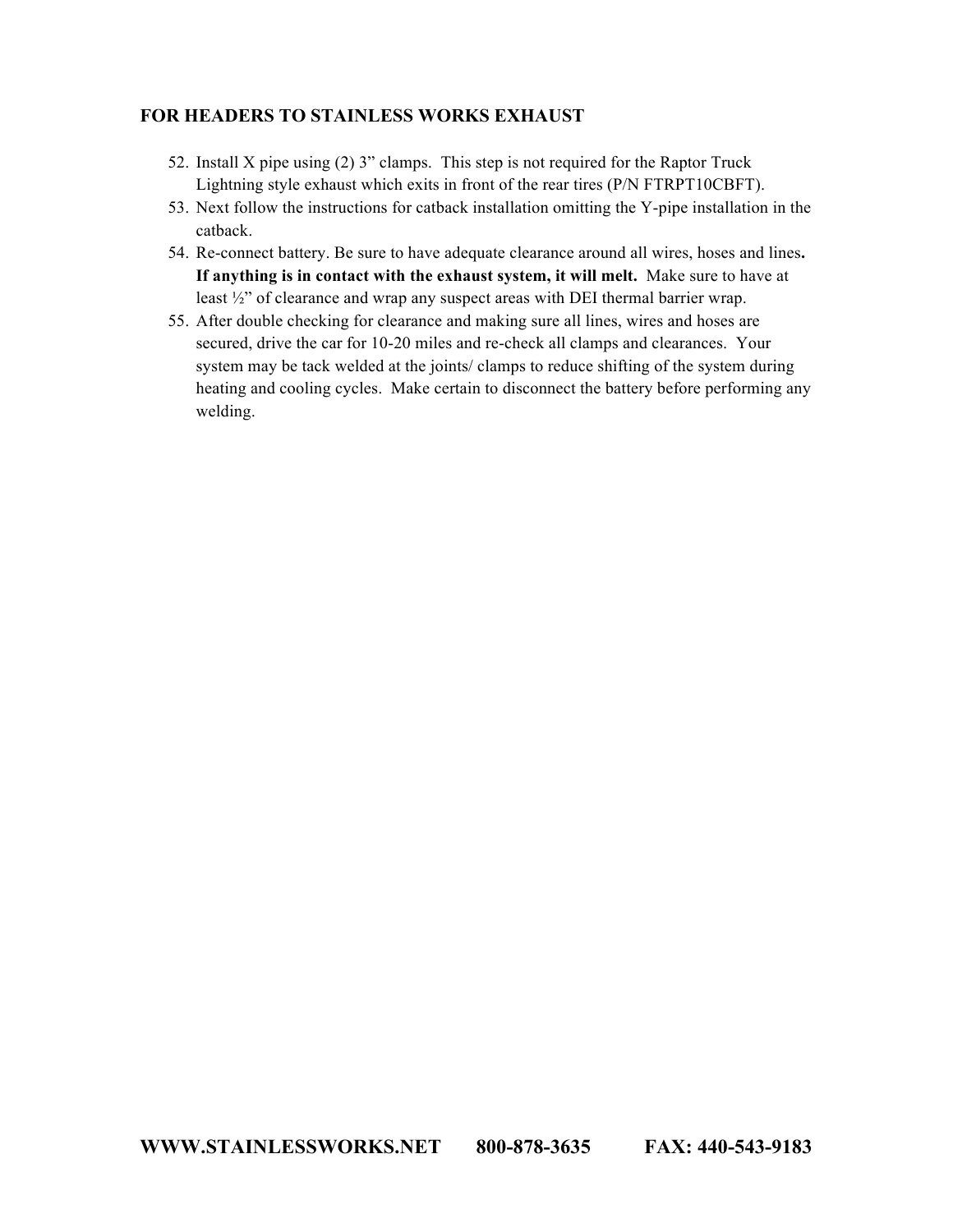## FOR HEADERS TO STAINLESS WORKS EXHAUST

52. Install X pipe using (2) 3" clamps. This step is not required for the Raptor Truck Lightning style exhaust which exits in front of the rear tires (P/N FTRPT10CBFT).
53. Next follow the instructions for catback installation omitting the Y-pipe installation in the catback.
54. Re-connect battery. Be sure to have adequate clearance around all wires, hoses and lines**. If anything is in contact with the exhaust system, it will melt.** Make sure to have at least ½" of clearance and wrap any suspect areas with DEI thermal barrier wrap.
55. After double checking for clearance and making sure all lines, wires and hoses are secured, drive the car for 10-20 miles and re-check all clamps and clearances. Your system may be tack welded at the joints/ clamps to reduce shifting of the system during heating and cooling cycles. Make certain to disconnect the battery before performing any welding.